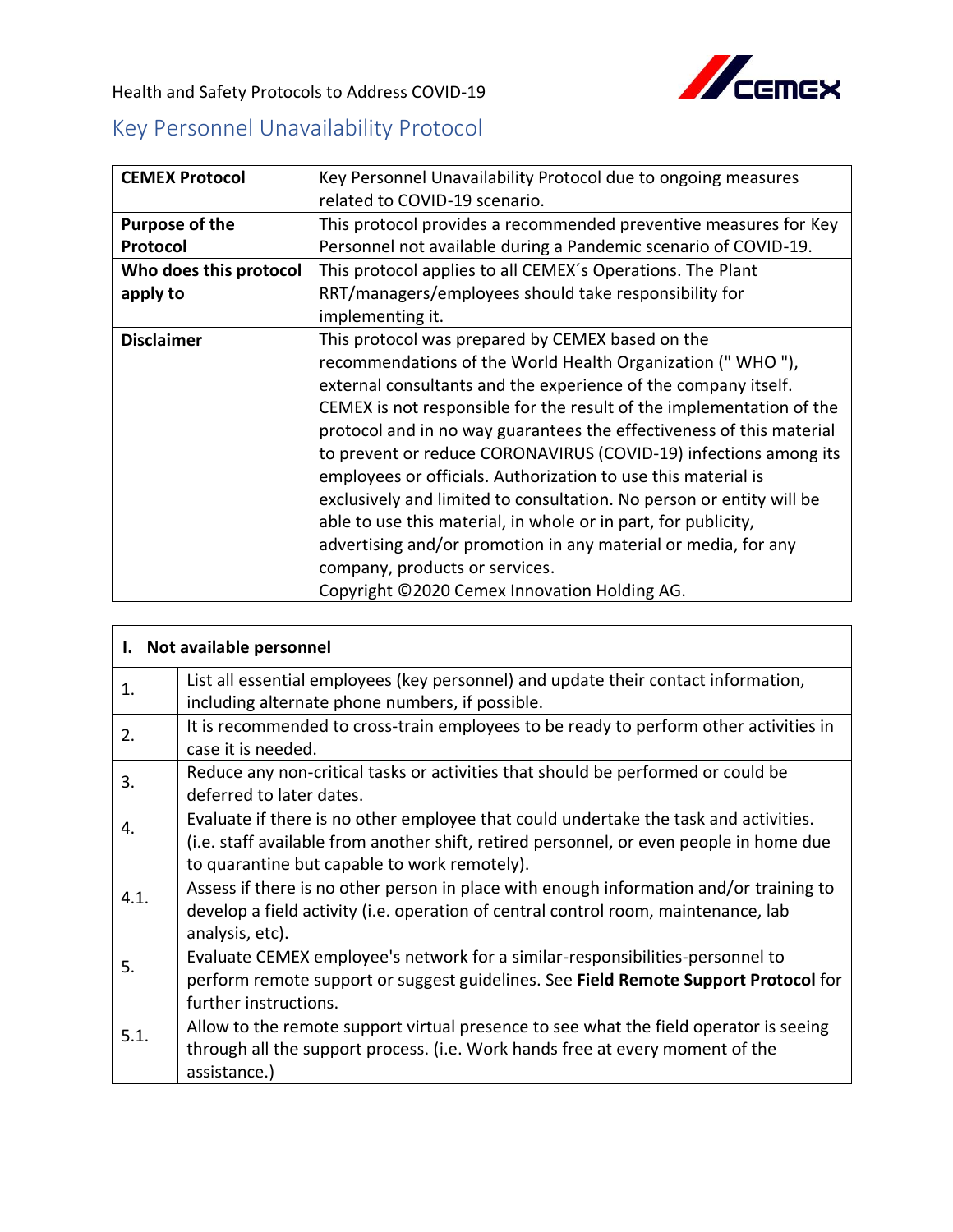Health and Safety Protocols to Address COVID-19

# Key Personnel Unavailability Protocol

| | |
|---|---|
| **CEMEX Protocol** | Key Personnel Unavailability Protocol due to ongoing measures related to COVID-19 scenario. |
| **Purpose of the Protocol** | This protocol provides a recommended preventive measures for Key Personnel not available during a Pandemic scenario of COVID-19. |
| **Who does this protocol apply to** | This protocol applies to all CEMEX´s Operations. The Plant RRT/managers/employees should take responsibility for implementing it. |
| **Disclaimer** | This protocol was prepared by CEMEX based on the recommendations of the World Health Organization (" WHO "), external consultants and the experience of the company itself. CEMEX is not responsible for the result of the implementation of the protocol and in no way guarantees the effectiveness of this material to prevent or reduce CORONAVIRUS (COVID-19) infections among its employees or officials. Authorization to use this material is exclusively and limited to consultation. No person or entity will be able to use this material, in whole or in part, for publicity, advertising and/or promotion in any material or media, for any company, products or services.<br>Copyright ©2020 Cemex Innovation Holding AG. |

| **I. Not available personnel** | |
|---|---|
| 1. | List all essential employees (key personnel) and update their contact information, including alternate phone numbers, if possible. |
| 2. | It is recommended to cross-train employees to be ready to perform other activities in case it is needed. |
| 3. | Reduce any non-critical tasks or activities that should be performed or could be deferred to later dates. |
| 4. | Evaluate if there is no other employee that could undertake the task and activities. (i.e. staff available from another shift, retired personnel, or even people in home due to quarantine but capable to work remotely). |
| 4.1. | Assess if there is no other person in place with enough information and/or training to develop a field activity (i.e. operation of central control room, maintenance, lab analysis, etc). |
| 5. | Evaluate CEMEX employee's network for a similar-responsibilities-personnel to perform remote support or suggest guidelines. See **Field Remote Support Protocol** for further instructions. |
| 5.1. | Allow to the remote support virtual presence to see what the field operator is seeing through all the support process. (i.e. Work hands free at every moment of the assistance.) |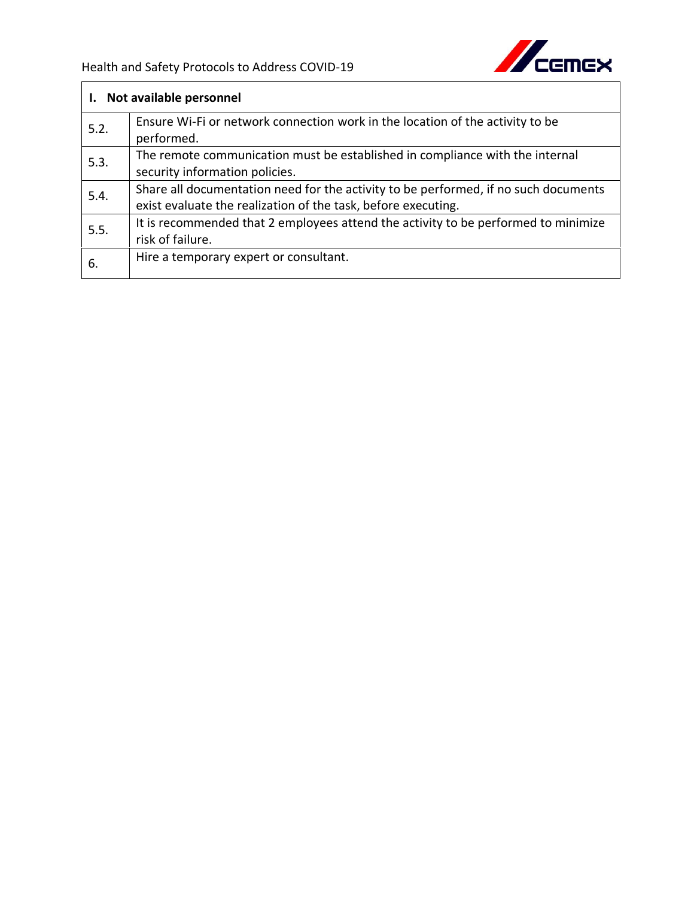| I. Not available personnel | |
|---|---|
| 5.2. | Ensure Wi-Fi or network connection work in the location of the activity to be performed. |
| 5.3. | The remote communication must be established in compliance with the internal security information policies. |
| 5.4. | Share all documentation need for the activity to be performed, if no such documents exist evaluate the realization of the task, before executing. |
| 5.5. | It is recommended that 2 employees attend the activity to be performed to minimize risk of failure. |
| 6. | Hire a temporary expert or consultant. |